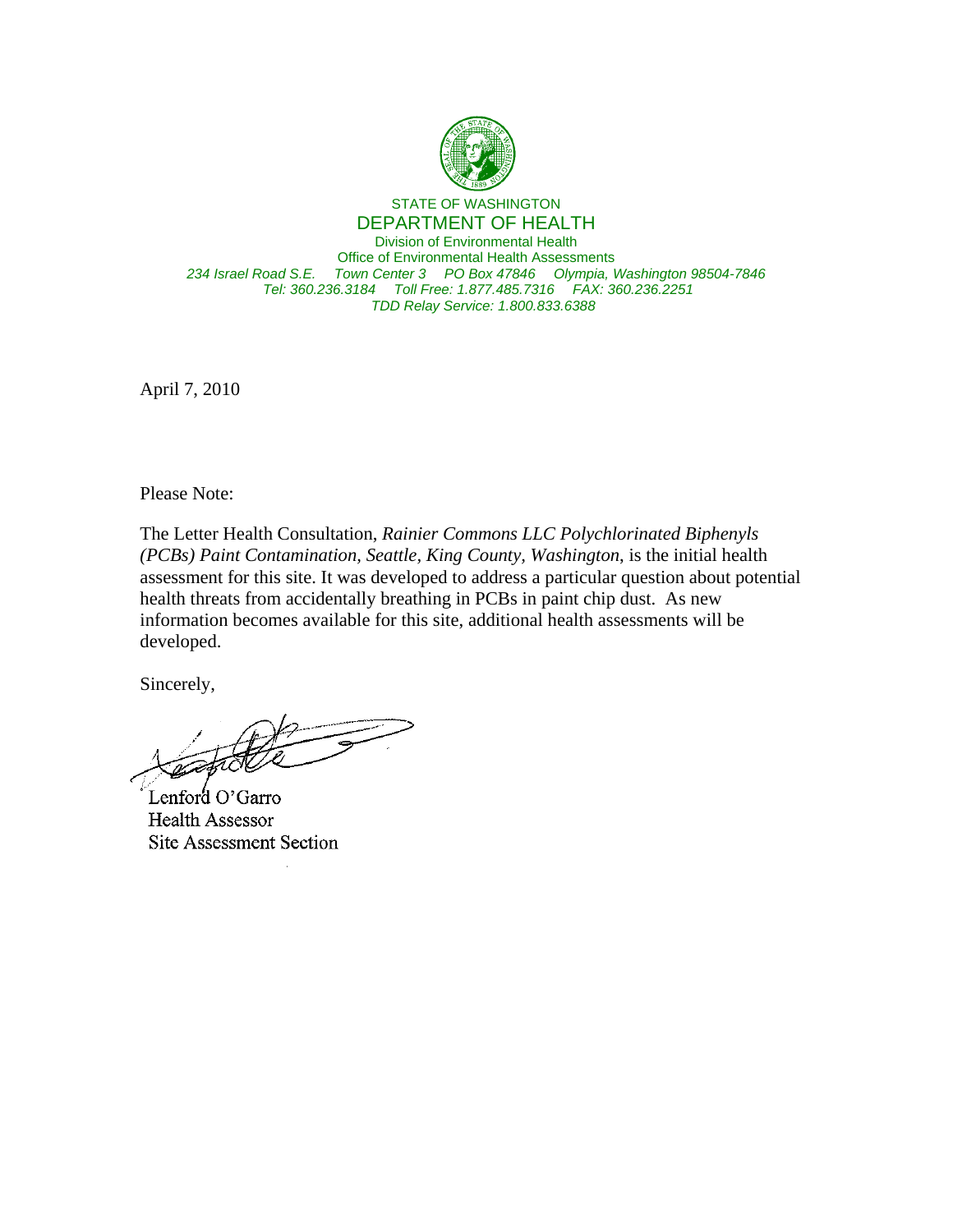STATE OF WASHINGTON
DEPARTMENT OF HEALTH
Division of Environmental Health
Office of Environmental Health Assessments
*234 Israel Road S.E. Town Center 3 PO Box 47846 Olympia, Washington 98504-7846*
*Tel: 360.236.3184 Toll Free: 1.877.485.7316 FAX: 360.236.2251*
*TDD Relay Service: 1.800.833.6388*

April 7, 2010

Please Note:

The Letter Health Consultation, *Rainier Commons LLC Polychlorinated Biphenyls (PCBs) Paint Contamination, Seattle, King County, Washington*, is the initial health assessment for this site. It was developed to address a particular question about potential health threats from accidentally breathing in PCBs in paint chip dust. As new information becomes available for this site, additional health assessments will be developed.

Sincerely,

Lenford O'Garro
Health Assessor
Site Assessment Section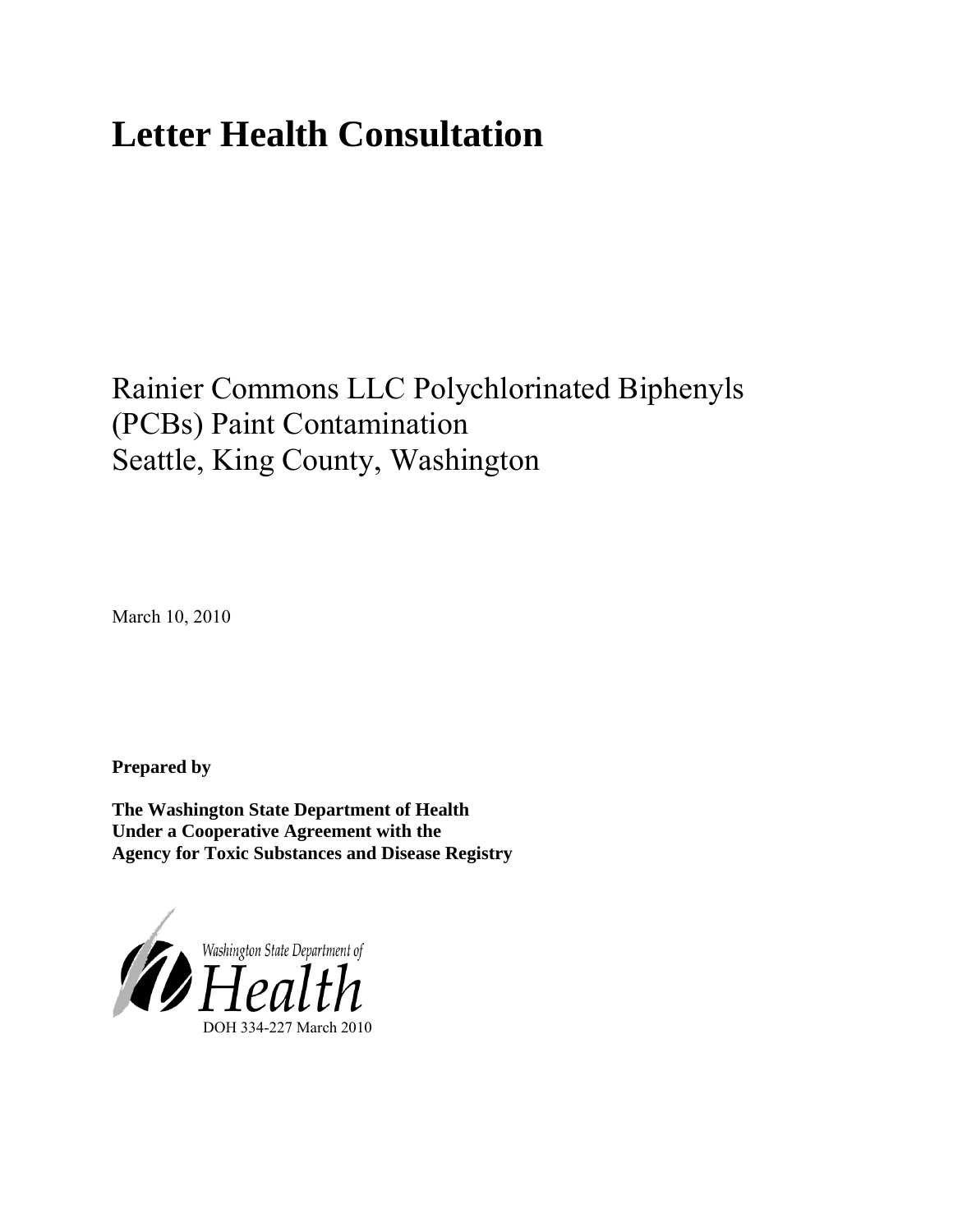# Letter Health Consultation

Rainier Commons LLC Polychlorinated Biphenyls (PCBs) Paint Contamination
Seattle, King County, Washington

March 10, 2010

**Prepared by**

**The Washington State Department of Health**
**Under a Cooperative Agreement with the**
**Agency for Toxic Substances and Disease Registry**

Washington State Department of Health

DOH 334-227 March 2010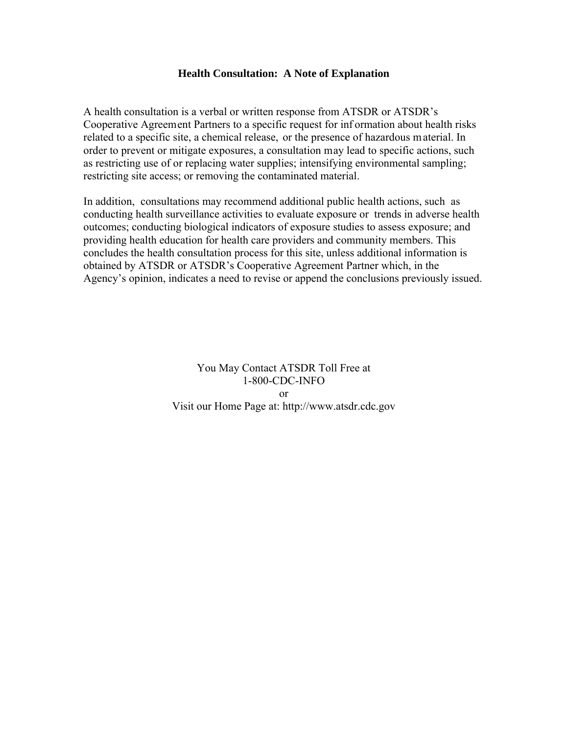## Health Consultation: A Note of Explanation

A health consultation is a verbal or written response from ATSDR or ATSDR's Cooperative Agreement Partners to a specific request for information about health risks related to a specific site, a chemical release, or the presence of hazardous material. In order to prevent or mitigate exposures, a consultation may lead to specific actions, such as restricting use of or replacing water supplies; intensifying environmental sampling; restricting site access; or removing the contaminated material.

In addition, consultations may recommend additional public health actions, such as conducting health surveillance activities to evaluate exposure or trends in adverse health outcomes; conducting biological indicators of exposure studies to assess exposure; and providing health education for health care providers and community members. This concludes the health consultation process for this site, unless additional information is obtained by ATSDR or ATSDR's Cooperative Agreement Partner which, in the Agency's opinion, indicates a need to revise or append the conclusions previously issued.

You May Contact ATSDR Toll Free at
1-800-CDC-INFO
or
Visit our Home Page at: http://www.atsdr.cdc.gov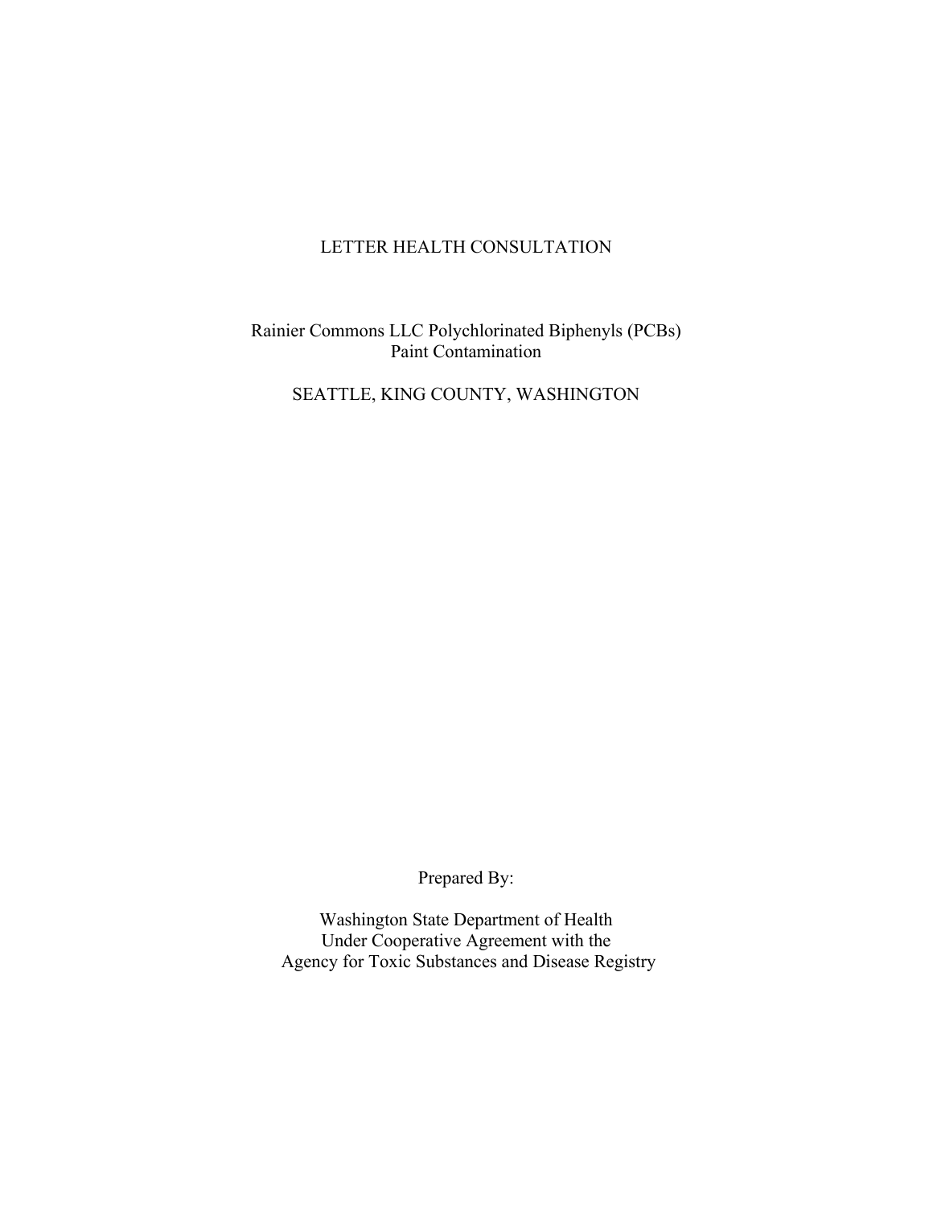# LETTER HEALTH CONSULTATION

Rainier Commons LLC Polychlorinated Biphenyls (PCBs)
Paint Contamination

SEATTLE, KING COUNTY, WASHINGTON

Prepared By:

Washington State Department of Health
Under Cooperative Agreement with the
Agency for Toxic Substances and Disease Registry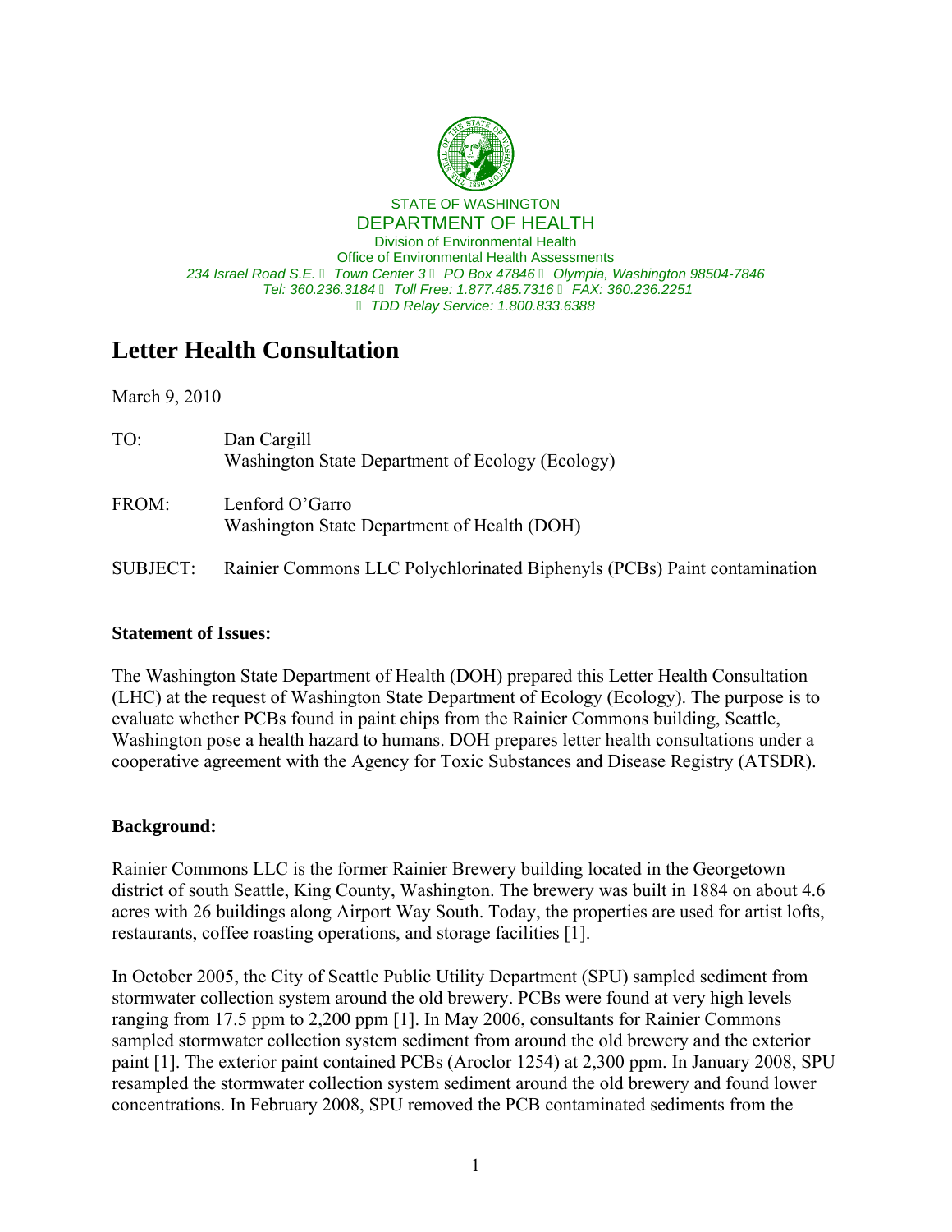STATE OF WASHINGTON

DEPARTMENT OF HEALTH

Division of Environmental Health

Office of Environmental Health Assessments

*234 Israel Road S.E. • Town Center 3 • PO Box 47846 • Olympia, Washington 98504-7846*

*Tel: 360.236.3184 • Toll Free: 1.877.485.7316 • FAX: 360.236.2251*

*• TDD Relay Service: 1.800.833.6388*

# Letter Health Consultation

March 9, 2010

| | |
|---|---|
| TO: | Dan Cargill<br>Washington State Department of Ecology (Ecology) |
| FROM: | Lenford O'Garro<br>Washington State Department of Health (DOH) |
| SUBJECT: | Rainier Commons LLC Polychlorinated Biphenyls (PCBs) Paint contamination |

**Statement of Issues:**

The Washington State Department of Health (DOH) prepared this Letter Health Consultation (LHC) at the request of Washington State Department of Ecology (Ecology). The purpose is to evaluate whether PCBs found in paint chips from the Rainier Commons building, Seattle, Washington pose a health hazard to humans. DOH prepares letter health consultations under a cooperative agreement with the Agency for Toxic Substances and Disease Registry (ATSDR).

**Background:**

Rainier Commons LLC is the former Rainier Brewery building located in the Georgetown district of south Seattle, King County, Washington. The brewery was built in 1884 on about 4.6 acres with 26 buildings along Airport Way South. Today, the properties are used for artist lofts, restaurants, coffee roasting operations, and storage facilities [1].

In October 2005, the City of Seattle Public Utility Department (SPU) sampled sediment from stormwater collection system around the old brewery. PCBs were found at very high levels ranging from 17.5 ppm to 2,200 ppm [1]. In May 2006, consultants for Rainier Commons sampled stormwater collection system sediment from around the old brewery and the exterior paint [1]. The exterior paint contained PCBs (Aroclor 1254) at 2,300 ppm. In January 2008, SPU resampled the stormwater collection system sediment around the old brewery and found lower concentrations. In February 2008, SPU removed the PCB contaminated sediments from the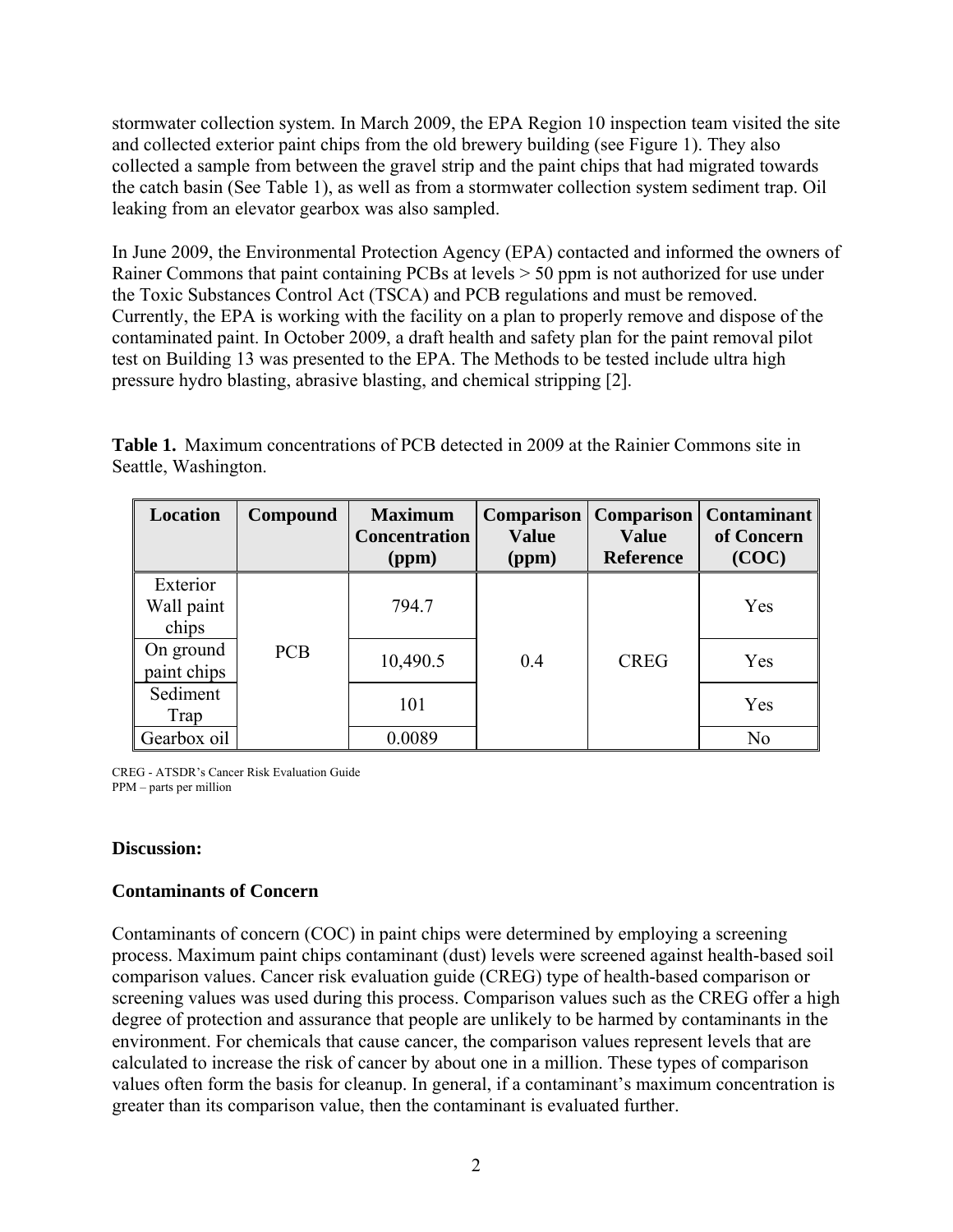stormwater collection system. In March 2009, the EPA Region 10 inspection team visited the site and collected exterior paint chips from the old brewery building (see Figure 1). They also collected a sample from between the gravel strip and the paint chips that had migrated towards the catch basin (See Table 1), as well as from a stormwater collection system sediment trap. Oil leaking from an elevator gearbox was also sampled.

In June 2009, the Environmental Protection Agency (EPA) contacted and informed the owners of Rainer Commons that paint containing PCBs at levels > 50 ppm is not authorized for use under the Toxic Substances Control Act (TSCA) and PCB regulations and must be removed. Currently, the EPA is working with the facility on a plan to properly remove and dispose of the contaminated paint. In October 2009, a draft health and safety plan for the paint removal pilot test on Building 13 was presented to the EPA. The Methods to be tested include ultra high pressure hydro blasting, abrasive blasting, and chemical stripping [2].

**Table 1.** Maximum concentrations of PCB detected in 2009 at the Rainier Commons site in Seattle, Washington.

| Location | Compound | Maximum Concentration (ppm) | Comparison Value (ppm) | Comparison Value Reference | Contaminant of Concern (COC) |
|---|---|---|---|---|---|
| Exterior Wall paint chips | PCB | 794.7 | 0.4 | CREG | Yes |
| On ground paint chips | | 10,490.5 | | | Yes |
| Sediment Trap | | 101 | | | Yes |
| Gearbox oil | | 0.0089 | | | No |

CREG - ATSDR's Cancer Risk Evaluation Guide
PPM – parts per million

## Discussion:

### Contaminants of Concern

Contaminants of concern (COC) in paint chips were determined by employing a screening process. Maximum paint chips contaminant (dust) levels were screened against health-based soil comparison values. Cancer risk evaluation guide (CREG) type of health-based comparison or screening values was used during this process. Comparison values such as the CREG offer a high degree of protection and assurance that people are unlikely to be harmed by contaminants in the environment. For chemicals that cause cancer, the comparison values represent levels that are calculated to increase the risk of cancer by about one in a million. These types of comparison values often form the basis for cleanup. In general, if a contaminant's maximum concentration is greater than its comparison value, then the contaminant is evaluated further.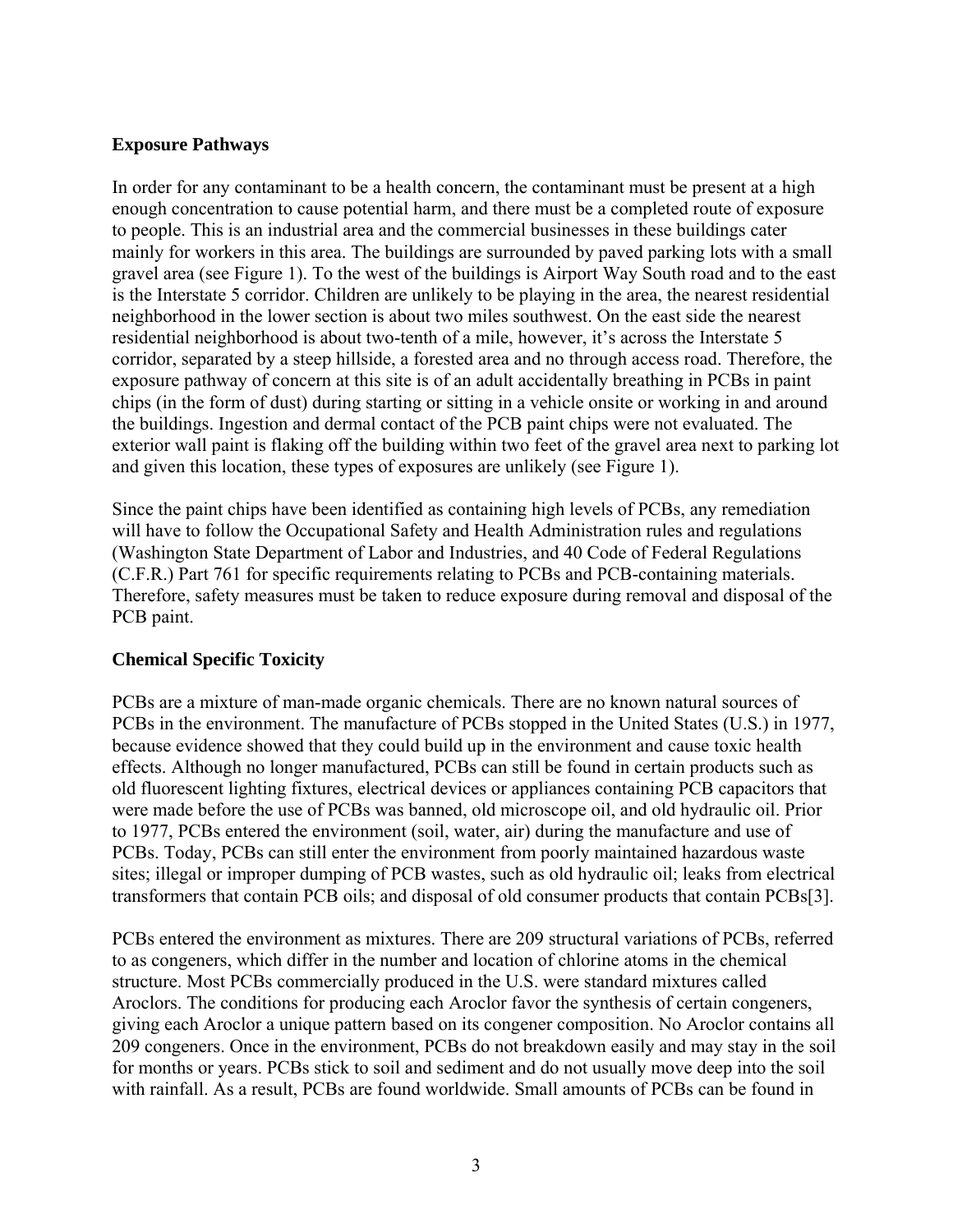### Exposure Pathways

In order for any contaminant to be a health concern, the contaminant must be present at a high enough concentration to cause potential harm, and there must be a completed route of exposure to people. This is an industrial area and the commercial businesses in these buildings cater mainly for workers in this area. The buildings are surrounded by paved parking lots with a small gravel area (see Figure 1). To the west of the buildings is Airport Way South road and to the east is the Interstate 5 corridor. Children are unlikely to be playing in the area, the nearest residential neighborhood in the lower section is about two miles southwest. On the east side the nearest residential neighborhood is about two-tenth of a mile, however, it's across the Interstate 5 corridor, separated by a steep hillside, a forested area and no through access road. Therefore, the exposure pathway of concern at this site is of an adult accidentally breathing in PCBs in paint chips (in the form of dust) during starting or sitting in a vehicle onsite or working in and around the buildings. Ingestion and dermal contact of the PCB paint chips were not evaluated. The exterior wall paint is flaking off the building within two feet of the gravel area next to parking lot and given this location, these types of exposures are unlikely (see Figure 1).

Since the paint chips have been identified as containing high levels of PCBs, any remediation will have to follow the Occupational Safety and Health Administration rules and regulations (Washington State Department of Labor and Industries, and 40 Code of Federal Regulations (C.F.R.) Part 761 for specific requirements relating to PCBs and PCB-containing materials. Therefore, safety measures must be taken to reduce exposure during removal and disposal of the PCB paint.

### Chemical Specific Toxicity

PCBs are a mixture of man-made organic chemicals. There are no known natural sources of PCBs in the environment. The manufacture of PCBs stopped in the United States (U.S.) in 1977, because evidence showed that they could build up in the environment and cause toxic health effects. Although no longer manufactured, PCBs can still be found in certain products such as old fluorescent lighting fixtures, electrical devices or appliances containing PCB capacitors that were made before the use of PCBs was banned, old microscope oil, and old hydraulic oil. Prior to 1977, PCBs entered the environment (soil, water, air) during the manufacture and use of PCBs. Today, PCBs can still enter the environment from poorly maintained hazardous waste sites; illegal or improper dumping of PCB wastes, such as old hydraulic oil; leaks from electrical transformers that contain PCB oils; and disposal of old consumer products that contain PCBs[3].

PCBs entered the environment as mixtures. There are 209 structural variations of PCBs, referred to as congeners, which differ in the number and location of chlorine atoms in the chemical structure. Most PCBs commercially produced in the U.S. were standard mixtures called Aroclors. The conditions for producing each Aroclor favor the synthesis of certain congeners, giving each Aroclor a unique pattern based on its congener composition. No Aroclor contains all 209 congeners. Once in the environment, PCBs do not breakdown easily and may stay in the soil for months or years. PCBs stick to soil and sediment and do not usually move deep into the soil with rainfall. As a result, PCBs are found worldwide. Small amounts of PCBs can be found in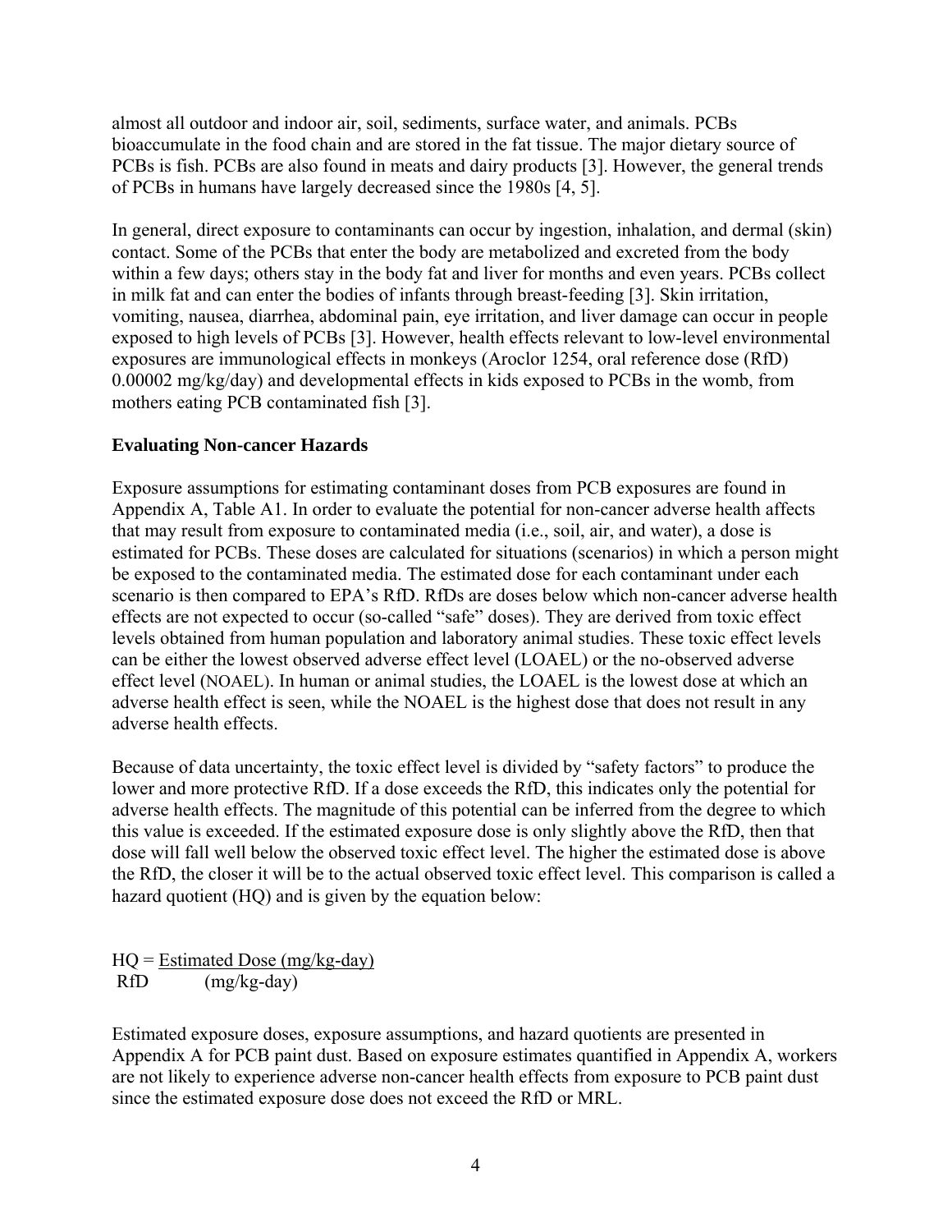almost all outdoor and indoor air, soil, sediments, surface water, and animals. PCBs bioaccumulate in the food chain and are stored in the fat tissue. The major dietary source of PCBs is fish. PCBs are also found in meats and dairy products [3]. However, the general trends of PCBs in humans have largely decreased since the 1980s [4, 5].

In general, direct exposure to contaminants can occur by ingestion, inhalation, and dermal (skin) contact. Some of the PCBs that enter the body are metabolized and excreted from the body within a few days; others stay in the body fat and liver for months and even years. PCBs collect in milk fat and can enter the bodies of infants through breast-feeding [3]. Skin irritation, vomiting, nausea, diarrhea, abdominal pain, eye irritation, and liver damage can occur in people exposed to high levels of PCBs [3]. However, health effects relevant to low-level environmental exposures are immunological effects in monkeys (Aroclor 1254, oral reference dose (RfD) 0.00002 mg/kg/day) and developmental effects in kids exposed to PCBs in the womb, from mothers eating PCB contaminated fish [3].

**Evaluating Non-cancer Hazards**

Exposure assumptions for estimating contaminant doses from PCB exposures are found in Appendix A, Table A1. In order to evaluate the potential for non-cancer adverse health affects that may result from exposure to contaminated media (i.e., soil, air, and water), a dose is estimated for PCBs. These doses are calculated for situations (scenarios) in which a person might be exposed to the contaminated media. The estimated dose for each contaminant under each scenario is then compared to EPA's RfD. RfDs are doses below which non-cancer adverse health effects are not expected to occur (so-called "safe" doses). They are derived from toxic effect levels obtained from human population and laboratory animal studies. These toxic effect levels can be either the lowest observed adverse effect level (LOAEL) or the no-observed adverse effect level (NOAEL). In human or animal studies, the LOAEL is the lowest dose at which an adverse health effect is seen, while the NOAEL is the highest dose that does not result in any adverse health effects.

Because of data uncertainty, the toxic effect level is divided by "safety factors" to produce the lower and more protective RfD. If a dose exceeds the RfD, this indicates only the potential for adverse health effects. The magnitude of this potential can be inferred from the degree to which this value is exceeded. If the estimated exposure dose is only slightly above the RfD, then that dose will fall well below the observed toxic effect level. The higher the estimated dose is above the RfD, the closer it will be to the actual observed toxic effect level. This comparison is called a hazard quotient (HQ) and is given by the equation below:

$$HQ = \frac{\text{Estimated Dose (mg/kg-day)}}{\text{RfD (mg/kg-day)}}$$

Estimated exposure doses, exposure assumptions, and hazard quotients are presented in Appendix A for PCB paint dust. Based on exposure estimates quantified in Appendix A, workers are not likely to experience adverse non-cancer health effects from exposure to PCB paint dust since the estimated exposure dose does not exceed the RfD or MRL.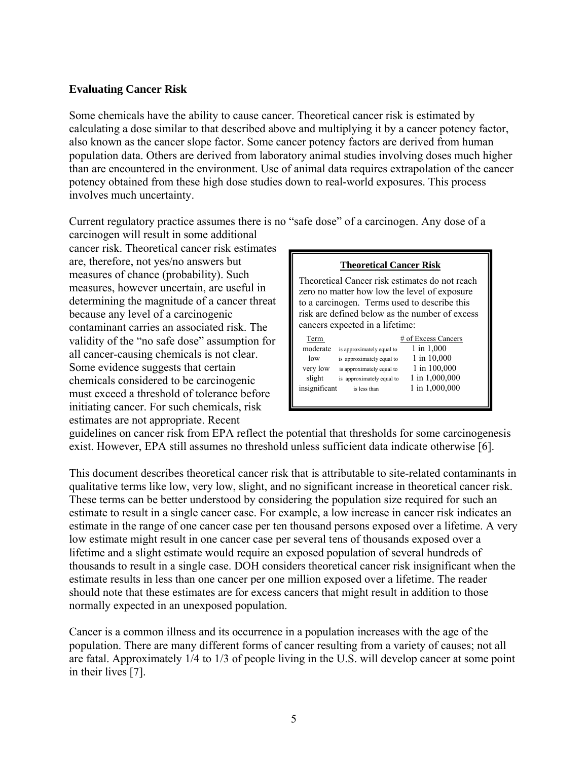## Evaluating Cancer Risk

Some chemicals have the ability to cause cancer. Theoretical cancer risk is estimated by calculating a dose similar to that described above and multiplying it by a cancer potency factor, also known as the cancer slope factor. Some cancer potency factors are derived from human population data. Others are derived from laboratory animal studies involving doses much higher than are encountered in the environment. Use of animal data requires extrapolation of the cancer potency obtained from these high dose studies down to real-world exposures. This process involves much uncertainty.

Current regulatory practice assumes there is no "safe dose" of a carcinogen. Any dose of a carcinogen will result in some additional cancer risk. Theoretical cancer risk estimates are, therefore, not yes/no answers but measures of chance (probability). Such measures, however uncertain, are useful in determining the magnitude of a cancer threat because any level of a carcinogenic contaminant carries an associated risk. The validity of the "no safe dose" assumption for all cancer-causing chemicals is not clear. Some evidence suggests that certain chemicals considered to be carcinogenic must exceed a threshold of tolerance before initiating cancer. For such chemicals, risk estimates are not appropriate. Recent guidelines on cancer risk from EPA reflect the potential that thresholds for some carcinogenesis exist. However, EPA still assumes no threshold unless sufficient data indicate otherwise [6].

**Theoretical Cancer Risk**

Theoretical Cancer risk estimates do not reach zero no matter how low the level of exposure to a carcinogen. Terms used to describe this risk are defined below as the number of excess cancers expected in a lifetime:

| Term | | # of Excess Cancers |
|---|---|---|
| moderate | is approximately equal to | 1 in 1,000 |
| low | is approximately equal to | 1 in 10,000 |
| very low | is approximately equal to | 1 in 100,000 |
| slight | is approximately equal to | 1 in 1,000,000 |
| insignificant | is less than | 1 in 1,000,000 |

This document describes theoretical cancer risk that is attributable to site-related contaminants in qualitative terms like low, very low, slight, and no significant increase in theoretical cancer risk. These terms can be better understood by considering the population size required for such an estimate to result in a single cancer case. For example, a low increase in cancer risk indicates an estimate in the range of one cancer case per ten thousand persons exposed over a lifetime. A very low estimate might result in one cancer case per several tens of thousands exposed over a lifetime and a slight estimate would require an exposed population of several hundreds of thousands to result in a single case. DOH considers theoretical cancer risk insignificant when the estimate results in less than one cancer per one million exposed over a lifetime. The reader should note that these estimates are for excess cancers that might result in addition to those normally expected in an unexposed population.

Cancer is a common illness and its occurrence in a population increases with the age of the population. There are many different forms of cancer resulting from a variety of causes; not all are fatal. Approximately 1/4 to 1/3 of people living in the U.S. will develop cancer at some point in their lives [7].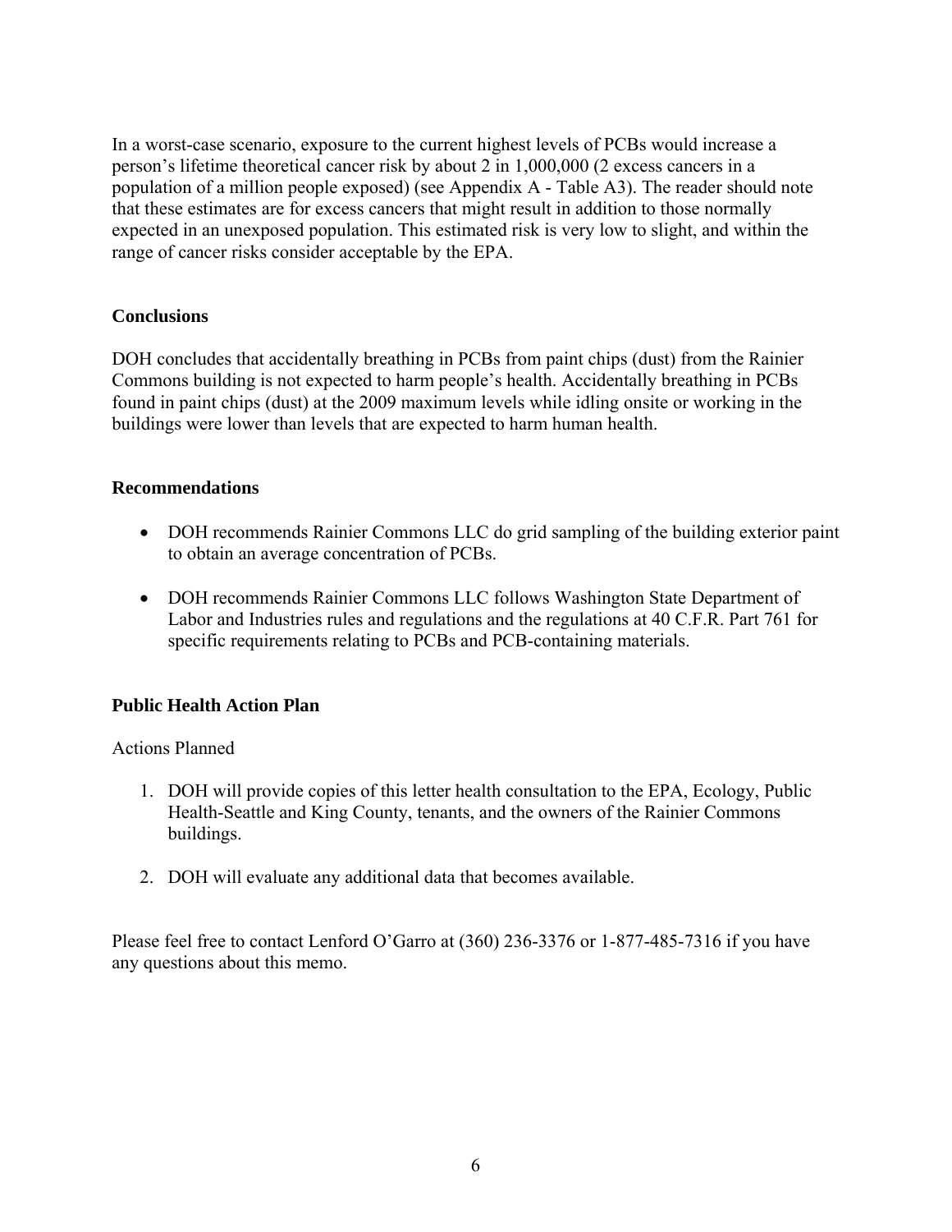In a worst-case scenario, exposure to the current highest levels of PCBs would increase a person's lifetime theoretical cancer risk by about 2 in 1,000,000 (2 excess cancers in a population of a million people exposed) (see Appendix A - Table A3). The reader should note that these estimates are for excess cancers that might result in addition to those normally expected in an unexposed population. This estimated risk is very low to slight, and within the range of cancer risks consider acceptable by the EPA.

## Conclusions

DOH concludes that accidentally breathing in PCBs from paint chips (dust) from the Rainier Commons building is not expected to harm people's health. Accidentally breathing in PCBs found in paint chips (dust) at the 2009 maximum levels while idling onsite or working in the buildings were lower than levels that are expected to harm human health.

## Recommendations

- DOH recommends Rainier Commons LLC do grid sampling of the building exterior paint to obtain an average concentration of PCBs.
- DOH recommends Rainier Commons LLC follows Washington State Department of Labor and Industries rules and regulations and the regulations at 40 C.F.R. Part 761 for specific requirements relating to PCBs and PCB-containing materials.

## Public Health Action Plan

Actions Planned

1. DOH will provide copies of this letter health consultation to the EPA, Ecology, Public Health-Seattle and King County, tenants, and the owners of the Rainier Commons buildings.
2. DOH will evaluate any additional data that becomes available.

Please feel free to contact Lenford O'Garro at (360) 236-3376 or 1-877-485-7316 if you have any questions about this memo.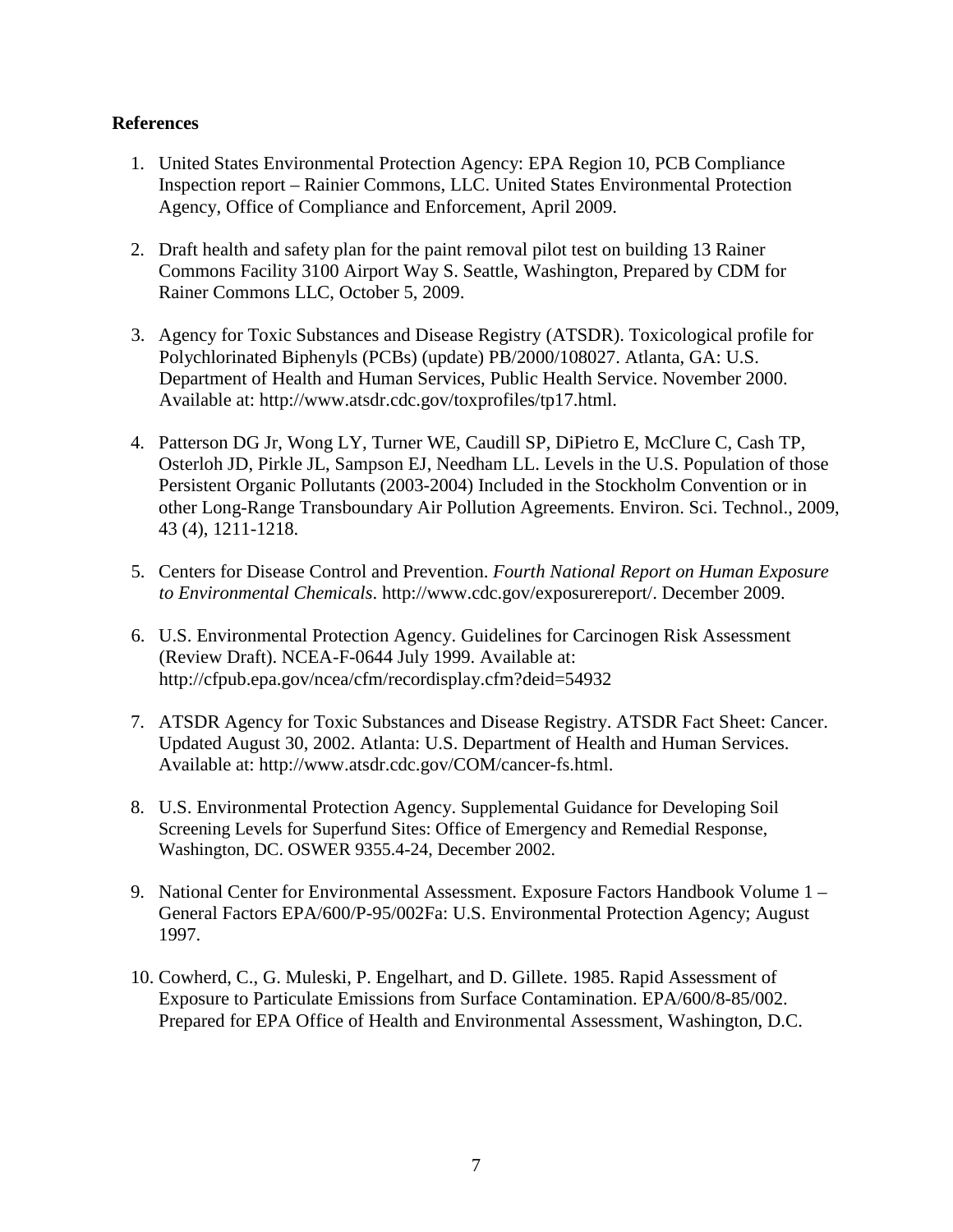**References**

1. United States Environmental Protection Agency: EPA Region 10, PCB Compliance Inspection report – Rainier Commons, LLC. United States Environmental Protection Agency, Office of Compliance and Enforcement, April 2009.

2. Draft health and safety plan for the paint removal pilot test on building 13 Rainer Commons Facility 3100 Airport Way S. Seattle, Washington, Prepared by CDM for Rainer Commons LLC, October 5, 2009.

3. Agency for Toxic Substances and Disease Registry (ATSDR). Toxicological profile for Polychlorinated Biphenyls (PCBs) (update) PB/2000/108027. Atlanta, GA: U.S. Department of Health and Human Services, Public Health Service. November 2000. Available at: http://www.atsdr.cdc.gov/toxprofiles/tp17.html.

4. Patterson DG Jr, Wong LY, Turner WE, Caudill SP, DiPietro E, McClure C, Cash TP, Osterloh JD, Pirkle JL, Sampson EJ, Needham LL. Levels in the U.S. Population of those Persistent Organic Pollutants (2003-2004) Included in the Stockholm Convention or in other Long-Range Transboundary Air Pollution Agreements. Environ. Sci. Technol., 2009, 43 (4), 1211-1218.

5. Centers for Disease Control and Prevention. *Fourth National Report on Human Exposure to Environmental Chemicals*. http://www.cdc.gov/exposurereport/. December 2009.

6. U.S. Environmental Protection Agency. Guidelines for Carcinogen Risk Assessment (Review Draft). NCEA-F-0644 July 1999. Available at: http://cfpub.epa.gov/ncea/cfm/recordisplay.cfm?deid=54932

7. ATSDR Agency for Toxic Substances and Disease Registry. ATSDR Fact Sheet: Cancer. Updated August 30, 2002. Atlanta: U.S. Department of Health and Human Services. Available at: http://www.atsdr.cdc.gov/COM/cancer-fs.html.

8. U.S. Environmental Protection Agency. Supplemental Guidance for Developing Soil Screening Levels for Superfund Sites: Office of Emergency and Remedial Response, Washington, DC. OSWER 9355.4-24, December 2002.

9. National Center for Environmental Assessment. Exposure Factors Handbook Volume 1 – General Factors EPA/600/P-95/002Fa: U.S. Environmental Protection Agency; August 1997.

10. Cowherd, C., G. Muleski, P. Engelhart, and D. Gillete. 1985. Rapid Assessment of Exposure to Particulate Emissions from Surface Contamination. EPA/600/8-85/002. Prepared for EPA Office of Health and Environmental Assessment, Washington, D.C.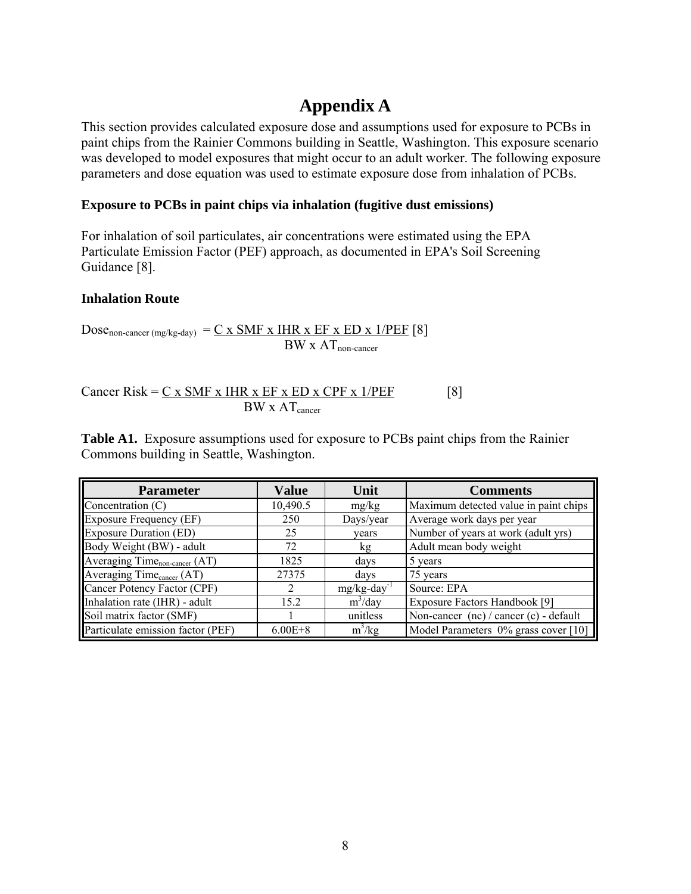# Appendix A

This section provides calculated exposure dose and assumptions used for exposure to PCBs in paint chips from the Rainier Commons building in Seattle, Washington. This exposure scenario was developed to model exposures that might occur to an adult worker. The following exposure parameters and dose equation was used to estimate exposure dose from inhalation of PCBs.

**Exposure to PCBs in paint chips via inhalation (fugitive dust emissions)**

For inhalation of soil particulates, air concentrations were estimated using the EPA Particulate Emission Factor (PEF) approach, as documented in EPA's Soil Screening Guidance [8].

**Inhalation Route**

$$Dose_{\text{non-cancer (mg/kg-day)}} = \frac{C \times SMF \times IHR \times EF \times ED \times 1/PEF}{BW \times AT_{\text{non-cancer}}} \quad [8]$$

$$\text{Cancer Risk} = \frac{C \times SMF \times IHR \times EF \times ED \times CPF \times 1/PEF}{BW \times AT_{\text{cancer}}} \quad [8]$$

**Table A1.** Exposure assumptions used for exposure to PCBs paint chips from the Rainier Commons building in Seattle, Washington.

| Parameter | Value | Unit | Comments |
|---|---|---|---|
| Concentration (C) | 10,490.5 | mg/kg | Maximum detected value in paint chips |
| Exposure Frequency (EF) | 250 | Days/year | Average work days per year |
| Exposure Duration (ED) | 25 | years | Number of years at work (adult yrs) |
| Body Weight (BW) - adult | 72 | kg | Adult mean body weight |
| Averaging Time$_{\text{non-cancer}}$ (AT) | 1825 | days | 5 years |
| Averaging Time$_{\text{cancer}}$ (AT) | 27375 | days | 75 years |
| Cancer Potency Factor (CPF) | 2 | mg/kg-day$^{-1}$ | Source: EPA |
| Inhalation rate (IHR) - adult | 15.2 | $m^3$/day | Exposure Factors Handbook [9] |
| Soil matrix factor (SMF) | 1 | unitless | Non-cancer (nc) / cancer (c) - default |
| Particulate emission factor (PEF) | 6.00E+8 | $m^3$/kg | Model Parameters 0% grass cover [10] |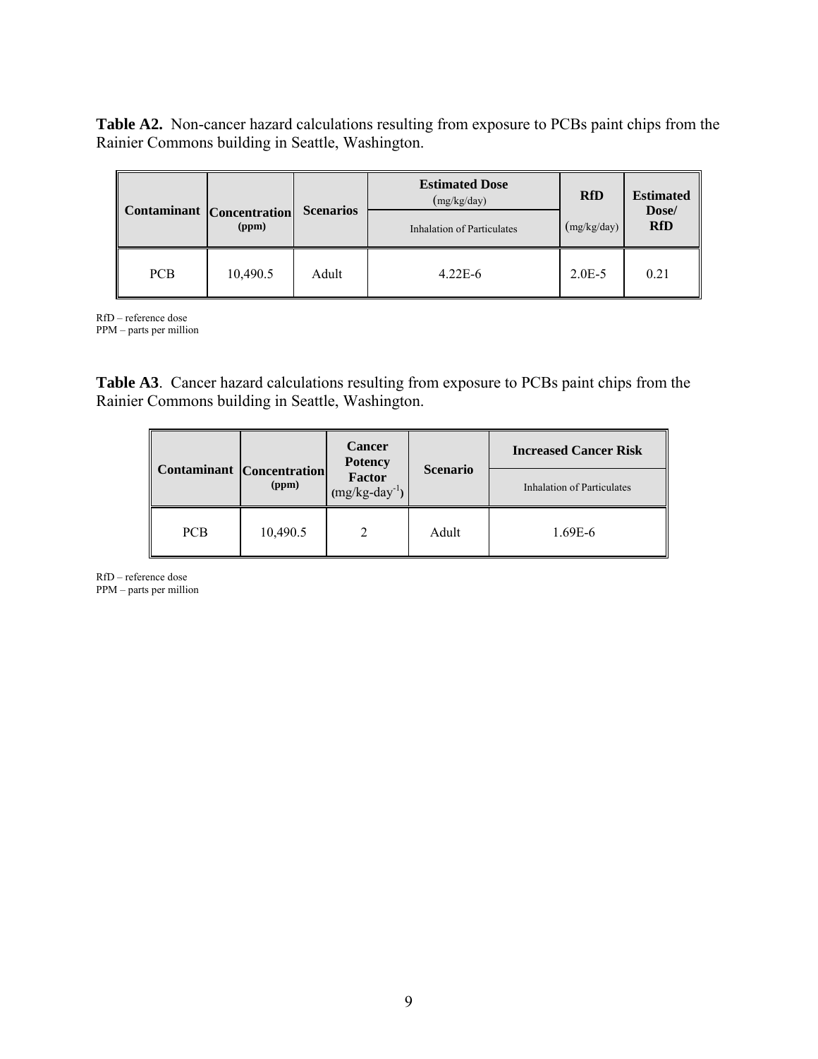**Table A2.** Non-cancer hazard calculations resulting from exposure to PCBs paint chips from the Rainier Commons building in Seattle, Washington.

| Contaminant | Concentration (ppm) | Scenarios | Estimated Dose (mg/kg/day) | RfD | Estimated Dose/ RfD |
|---|---|---|---|---|---|
| | | | Inhalation of Particulates | (mg/kg/day) | |
| PCB | 10,490.5 | Adult | 4.22E-6 | 2.0E-5 | 0.21 |

RfD – reference dose
PPM – parts per million

**Table A3**. Cancer hazard calculations resulting from exposure to PCBs paint chips from the Rainier Commons building in Seattle, Washington.

| Contaminant | Concentration (ppm) | Cancer Potency Factor $(mg/kg\text{-}day^{-1})$ | Scenario | Increased Cancer Risk |
|---|---|---|---|---|
| | | | | Inhalation of Particulates |
| PCB | 10,490.5 | 2 | Adult | 1.69E-6 |

RfD – reference dose
PPM – parts per million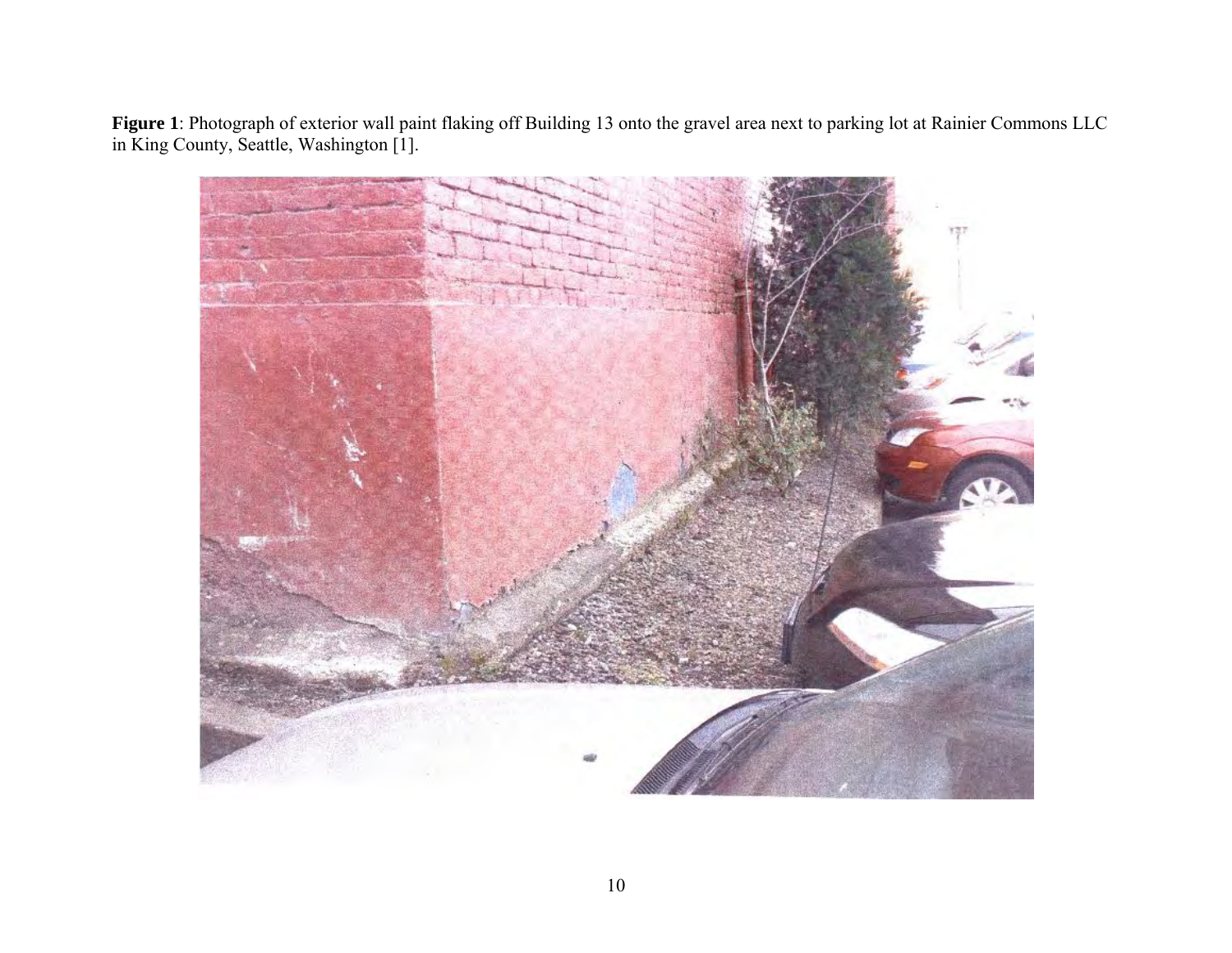**Figure 1**: Photograph of exterior wall paint flaking off Building 13 onto the gravel area next to parking lot at Rainier Commons LLC in King County, Seattle, Washington [1].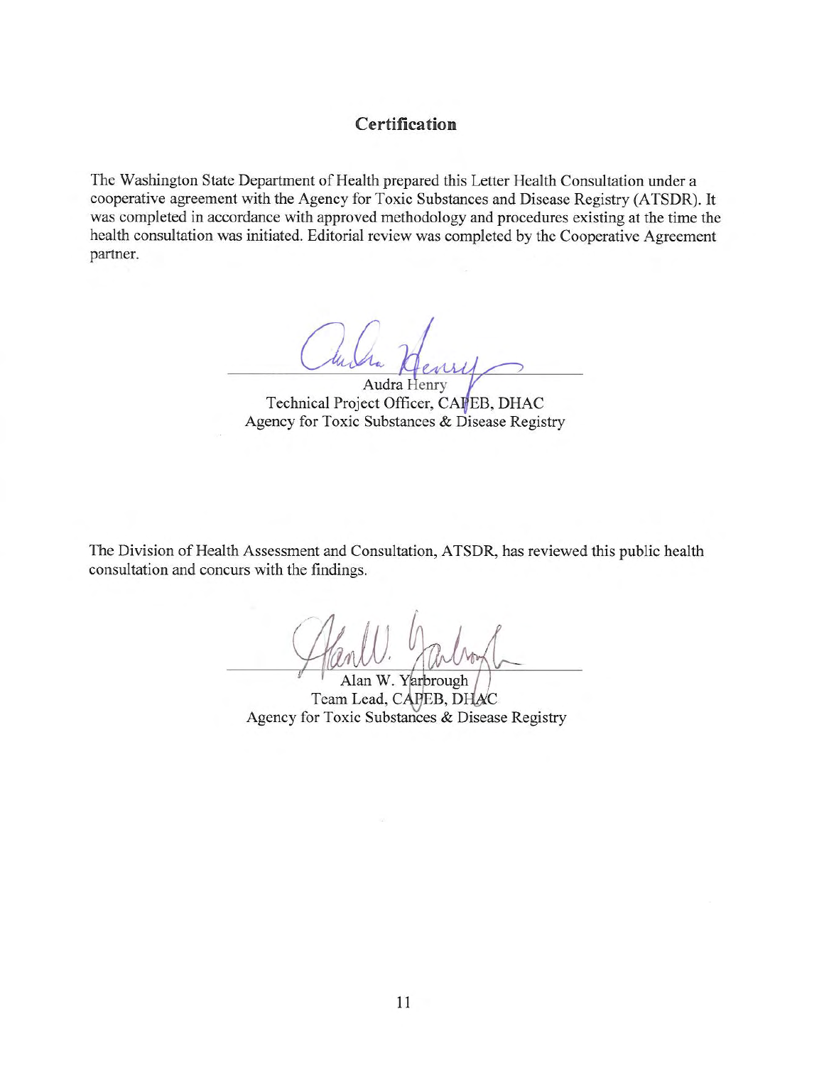## Certification

The Washington State Department of Health prepared this Letter Health Consultation under a cooperative agreement with the Agency for Toxic Substances and Disease Registry (ATSDR). It was completed in accordance with approved methodology and procedures existing at the time the health consultation was initiated. Editorial review was completed by the Cooperative Agreement partner.

Audra Henry
Technical Project Officer, CAPEB, DHAC
Agency for Toxic Substances & Disease Registry

The Division of Health Assessment and Consultation, ATSDR, has reviewed this public health consultation and concurs with the findings.

Alan W. Yarbrough
Team Lead, CAPEB, DHAC
Agency for Toxic Substances & Disease Registry